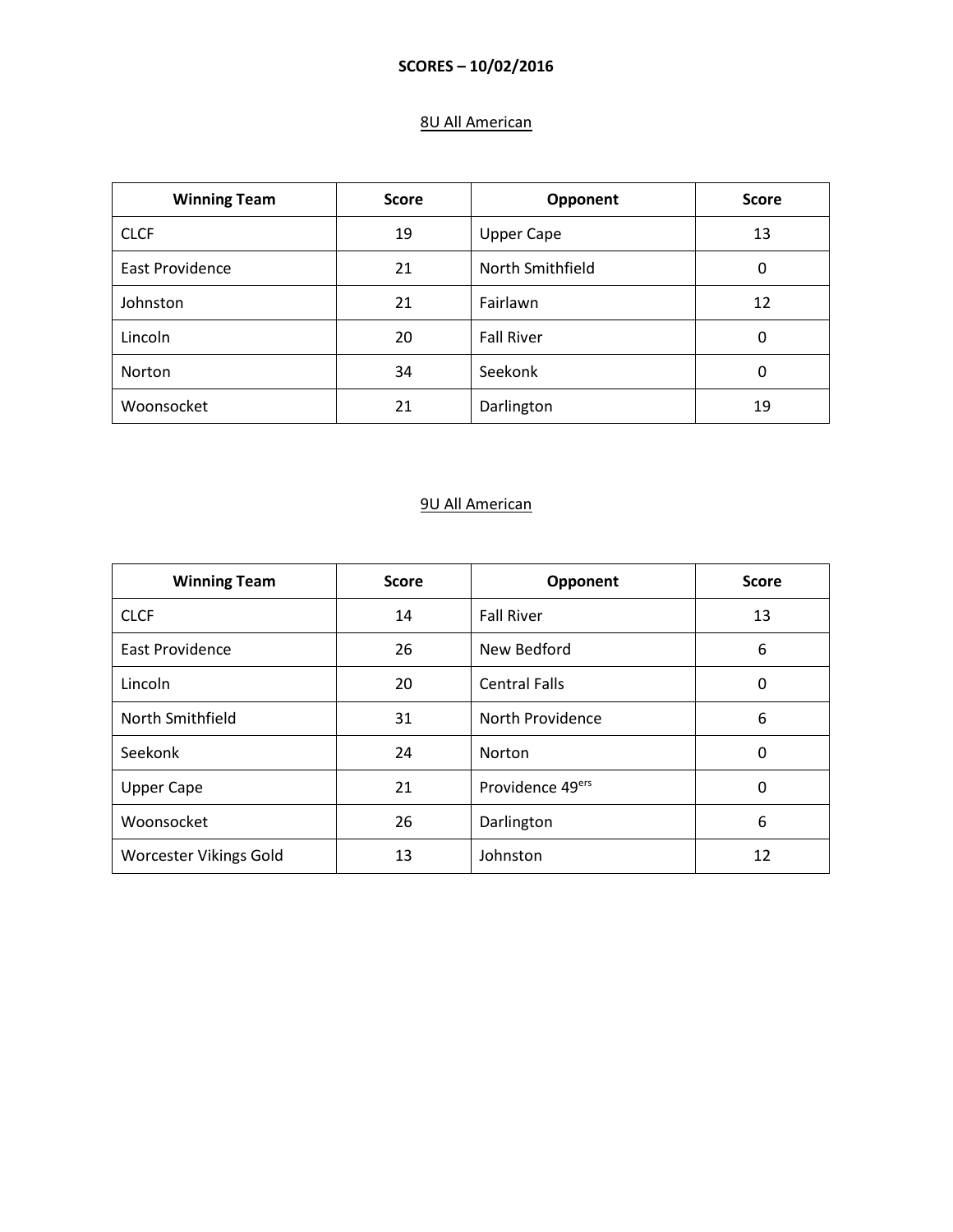**SCORES – 10/02/2016**

8U All American

| Winning Team | Score | Opponent | Score |
|---|---|---|---|
| CLCF | 19 | Upper Cape | 13 |
| East Providence | 21 | North Smithfield | 0 |
| Johnston | 21 | Fairlawn | 12 |
| Lincoln | 20 | Fall River | 0 |
| Norton | 34 | Seekonk | 0 |
| Woonsocket | 21 | Darlington | 19 |

9U All American

| Winning Team | Score | Opponent | Score |
|---|---|---|---|
| CLCF | 14 | Fall River | 13 |
| East Providence | 26 | New Bedford | 6 |
| Lincoln | 20 | Central Falls | 0 |
| North Smithfield | 31 | North Providence | 6 |
| Seekonk | 24 | Norton | 0 |
| Upper Cape | 21 | Providence 49ers | 0 |
| Woonsocket | 26 | Darlington | 6 |
| Worcester Vikings Gold | 13 | Johnston | 12 |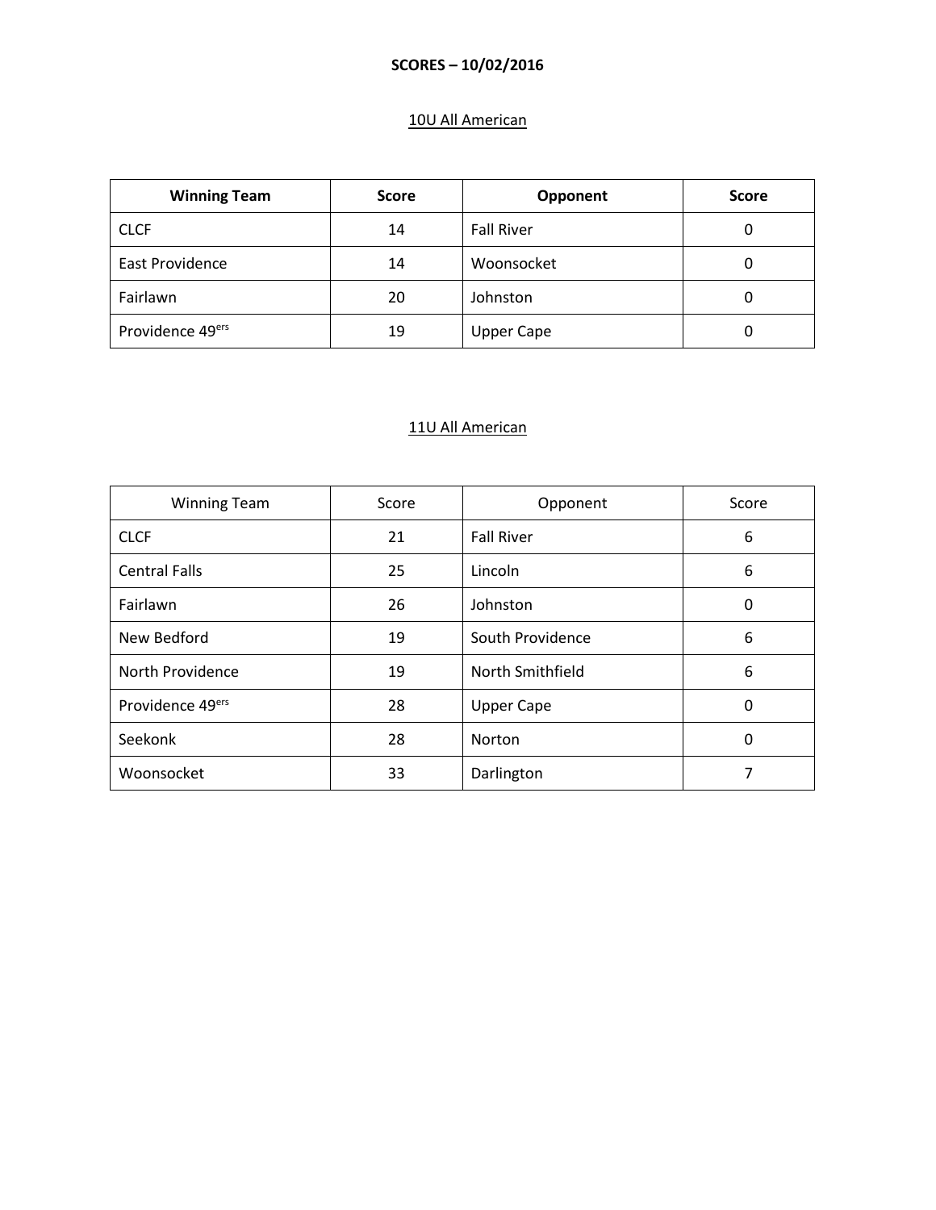**SCORES – 10/02/2016**

10U All American

| Winning Team | Score | Opponent | Score |
|---|---|---|---|
| CLCF | 14 | Fall River | 0 |
| East Providence | 14 | Woonsocket | 0 |
| Fairlawn | 20 | Johnston | 0 |
| Providence 49ers | 19 | Upper Cape | 0 |

11U All American

| Winning Team | Score | Opponent | Score |
|---|---|---|---|
| CLCF | 21 | Fall River | 6 |
| Central Falls | 25 | Lincoln | 6 |
| Fairlawn | 26 | Johnston | 0 |
| New Bedford | 19 | South Providence | 6 |
| North Providence | 19 | North Smithfield | 6 |
| Providence 49ers | 28 | Upper Cape | 0 |
| Seekonk | 28 | Norton | 0 |
| Woonsocket | 33 | Darlington | 7 |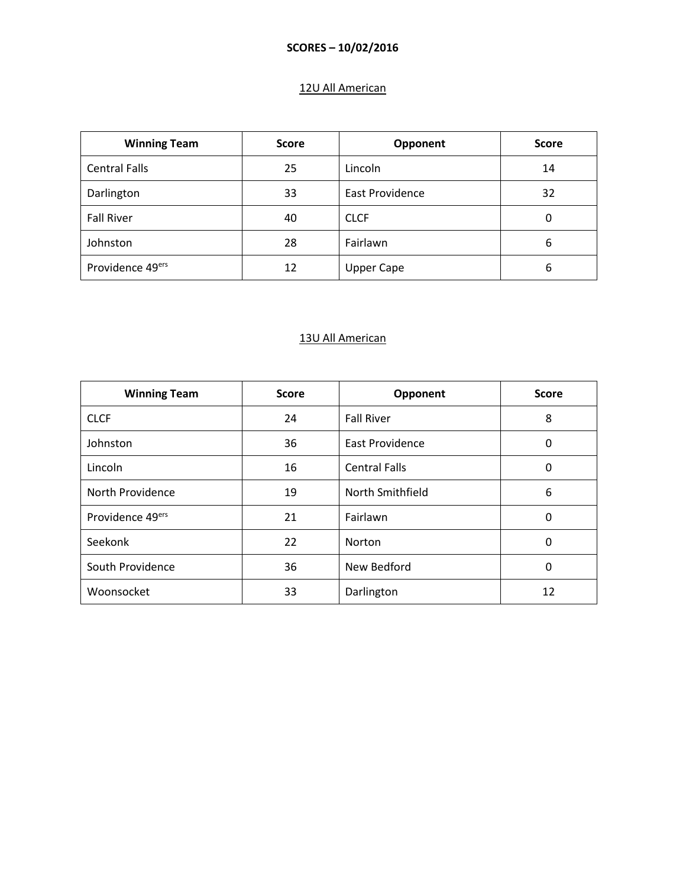# SCORES – 10/02/2016

## 12U All American

| Winning Team | Score | Opponent | Score |
|---|---|---|---|
| Central Falls | 25 | Lincoln | 14 |
| Darlington | 33 | East Providence | 32 |
| Fall River | 40 | CLCF | 0 |
| Johnston | 28 | Fairlawn | 6 |
| Providence 49ers | 12 | Upper Cape | 6 |

## 13U All American

| Winning Team | Score | Opponent | Score |
|---|---|---|---|
| CLCF | 24 | Fall River | 8 |
| Johnston | 36 | East Providence | 0 |
| Lincoln | 16 | Central Falls | 0 |
| North Providence | 19 | North Smithfield | 6 |
| Providence 49ers | 21 | Fairlawn | 0 |
| Seekonk | 22 | Norton | 0 |
| South Providence | 36 | New Bedford | 0 |
| Woonsocket | 33 | Darlington | 12 |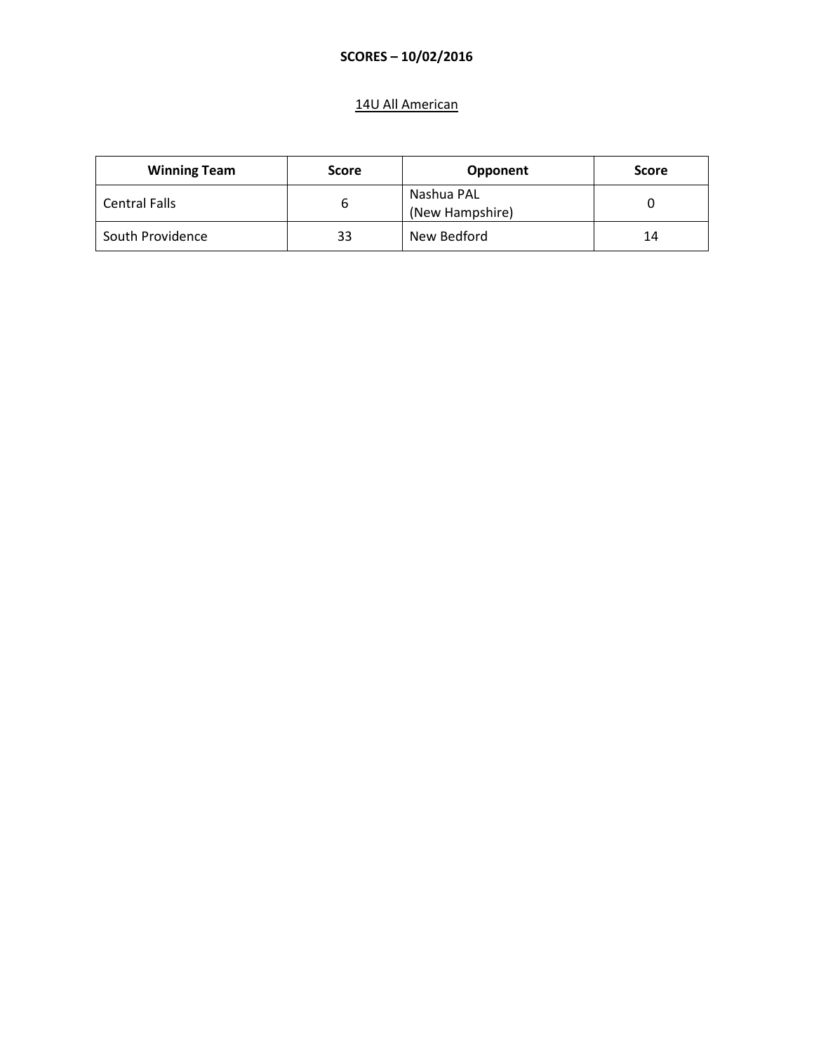**SCORES – 10/02/2016**

14U All American

| Winning Team | Score | Opponent | Score |
|---|---|---|---|
| Central Falls | 6 | Nashua PAL (New Hampshire) | 0 |
| South Providence | 33 | New Bedford | 14 |